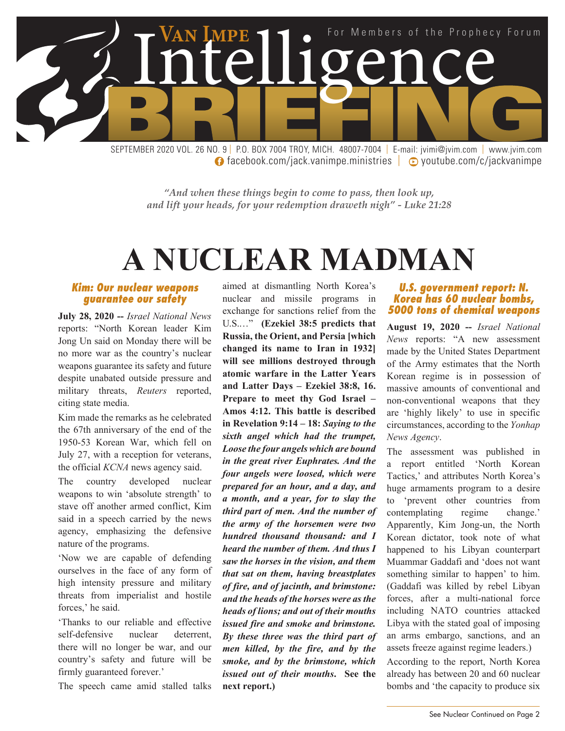# Van Impe Intelligence BRIEFING

For Members of the Prophecy Forum

SEPTEMBER 2020 VOL. 26 NO. 9 | P.O. BOX 7004 TROY, MICH. 48007-7004 | E-mail: jvimi@jvim.com | www.jvim.com
facebook.com/jack.vanimpe.ministries | youtube.com/c/jackvanimpe

*"And when these things begin to come to pass, then look up, and lift your heads, for your redemption draweth nigh" - Luke 21:28*

# A NUCLEAR MADMAN

### *Kim: Our nuclear weapons guarantee our safety*

**July 28, 2020 --** *Israel National News* reports: "North Korean leader Kim Jong Un said on Monday there will be no more war as the country's nuclear weapons guarantee its safety and future despite unabated outside pressure and military threats, *Reuters* reported, citing state media.

Kim made the remarks as he celebrated the 67th anniversary of the end of the 1950-53 Korean War, which fell on July 27, with a reception for veterans, the official *KCNA* news agency said.

The country developed nuclear weapons to win 'absolute strength' to stave off another armed conflict, Kim said in a speech carried by the news agency, emphasizing the defensive nature of the programs.

'Now we are capable of defending ourselves in the face of any form of high intensity pressure and military threats from imperialist and hostile forces,' he said.

'Thanks to our reliable and effective self-defensive nuclear deterrent, there will no longer be war, and our country's safety and future will be firmly guaranteed forever.'

The speech came amid stalled talks aimed at dismantling North Korea's nuclear and missile programs in exchange for sanctions relief from the U.S.…" **(Ezekiel 38:5 predicts that Russia, the Orient, and Persia [which changed its name to Iran in 1932] will see millions destroyed through atomic warfare in the Latter Years and Latter Days – Ezekiel 38:8, 16. Prepare to meet thy God Israel – Amos 4:12. This battle is described in Revelation 9:14 – 18: *Saying to the sixth angel which had the trumpet, Loose the four angels which are bound in the great river Euphrates. And the four angels were loosed, which were prepared for an hour, and a day, and a month, and a year, for to slay the third part of men. And the number of the army of the horsemen were two hundred thousand thousand: and I heard the number of them. And thus I saw the horses in the vision, and them that sat on them, having breastplates of fire, and of jacinth, and brimstone: and the heads of the horses were as the heads of lions; and out of their mouths issued fire and smoke and brimstone. By these three was the third part of men killed, by the fire, and by the smoke, and by the brimstone, which issued out of their mouths*. See the next report.)**

### *U.S. government report: N. Korea has 60 nuclear bombs, 5000 tons of chemical weapons*

**August 19, 2020 --** *Israel National News* reports: "A new assessment made by the United States Department of the Army estimates that the North Korean regime is in possession of massive amounts of conventional and non-conventional weapons that they are 'highly likely' to use in specific circumstances, according to the *Yonhap News Agency*.

The assessment was published in a report entitled 'North Korean Tactics,' and attributes North Korea's huge armaments program to a desire to 'prevent other countries from contemplating regime change.' Apparently, Kim Jong-un, the North Korean dictator, took note of what happened to his Libyan counterpart Muammar Gaddafi and 'does not want something similar to happen' to him. (Gaddafi was killed by rebel Libyan forces, after a multi-national force including NATO countries attacked Libya with the stated goal of imposing an arms embargo, sanctions, and an assets freeze against regime leaders.)

According to the report, North Korea already has between 20 and 60 nuclear bombs and 'the capacity to produce six

See Nuclear Continued on Page 2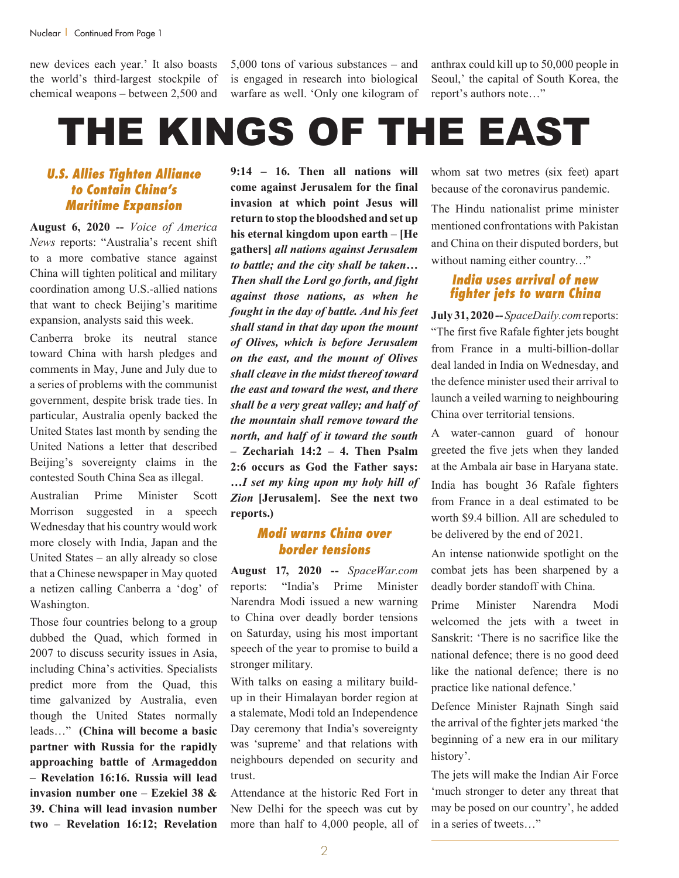new devices each year.' It also boasts the world's third-largest stockpile of chemical weapons – between 2,500 and 5,000 tons of various substances – and is engaged in research into biological warfare as well. 'Only one kilogram of anthrax could kill up to 50,000 people in Seoul,' the capital of South Korea, the report's authors note…"

# THE KINGS OF THE EAST

### *U.S. Allies Tighten Alliance to Contain China's Maritime Expansion*

**August 6, 2020 --** *Voice of America News* reports: "Australia's recent shift to a more combative stance against China will tighten political and military coordination among U.S.-allied nations that want to check Beijing's maritime expansion, analysts said this week.

Canberra broke its neutral stance toward China with harsh pledges and comments in May, June and July due to a series of problems with the communist government, despite brisk trade ties. In particular, Australia openly backed the United States last month by sending the United Nations a letter that described Beijing's sovereignty claims in the contested South China Sea as illegal.

Australian Prime Minister Scott Morrison suggested in a speech Wednesday that his country would work more closely with India, Japan and the United States – an ally already so close that a Chinese newspaper in May quoted a netizen calling Canberra a 'dog' of Washington.

Those four countries belong to a group dubbed the Quad, which formed in 2007 to discuss security issues in Asia, including China's activities. Specialists predict more from the Quad, this time galvanized by Australia, even though the United States normally leads…" **(China will become a basic partner with Russia for the rapidly approaching battle of Armageddon – Revelation 16:16. Russia will lead invasion number one – Ezekiel 38 & 39. China will lead invasion number two – Revelation 16:12; Revelation 9:14 – 16. Then all nations will come against Jerusalem for the final invasion at which point Jesus will return to stop the bloodshed and set up his eternal kingdom upon earth – [He gathers]** ***all nations against Jerusalem to battle; and the city shall be taken… Then shall the Lord go forth, and fight against those nations, as when he fought in the day of battle. And his feet shall stand in that day upon the mount of Olives, which is before Jerusalem on the east, and the mount of Olives shall cleave in the midst thereof toward the east and toward the west, and there shall be a very great valley; and half of the mountain shall remove toward the north, and half of it toward the south*** **– Zechariah 14:2 – 4. Then Psalm 2:6 occurs as God the Father says:** ***…I set my king upon my holy hill of Zion*** **[Jerusalem]. See the next two reports.)**

### *Modi warns China over border tensions*

**August 17, 2020 --** *SpaceWar.com* reports: "India's Prime Minister Narendra Modi issued a new warning to China over deadly border tensions on Saturday, using his most important speech of the year to promise to build a stronger military.

With talks on easing a military build-up in their Himalayan border region at a stalemate, Modi told an Independence Day ceremony that India's sovereignty was 'supreme' and that relations with neighbours depended on security and trust.

Attendance at the historic Red Fort in New Delhi for the speech was cut by more than half to 4,000 people, all of whom sat two metres (six feet) apart because of the coronavirus pandemic.

The Hindu nationalist prime minister mentioned confrontations with Pakistan and China on their disputed borders, but without naming either country…"

### *India uses arrival of new fighter jets to warn China*

**July 31, 2020 --** *SpaceDaily.com* reports: "The first five Rafale fighter jets bought from France in a multi-billion-dollar deal landed in India on Wednesday, and the defence minister used their arrival to launch a veiled warning to neighbouring China over territorial tensions.

A water-cannon guard of honour greeted the five jets when they landed at the Ambala air base in Haryana state.

India has bought 36 Rafale fighters from France in a deal estimated to be worth $9.4 billion. All are scheduled to be delivered by the end of 2021.

An intense nationwide spotlight on the combat jets has been sharpened by a deadly border standoff with China.

Prime Minister Narendra Modi welcomed the jets with a tweet in Sanskrit: 'There is no sacrifice like the national defence; there is no good deed like the national defence; there is no practice like national defence.'

Defence Minister Rajnath Singh said the arrival of the fighter jets marked 'the beginning of a new era in our military history'.

The jets will make the Indian Air Force 'much stronger to deter any threat that may be posed on our country', he added in a series of tweets…"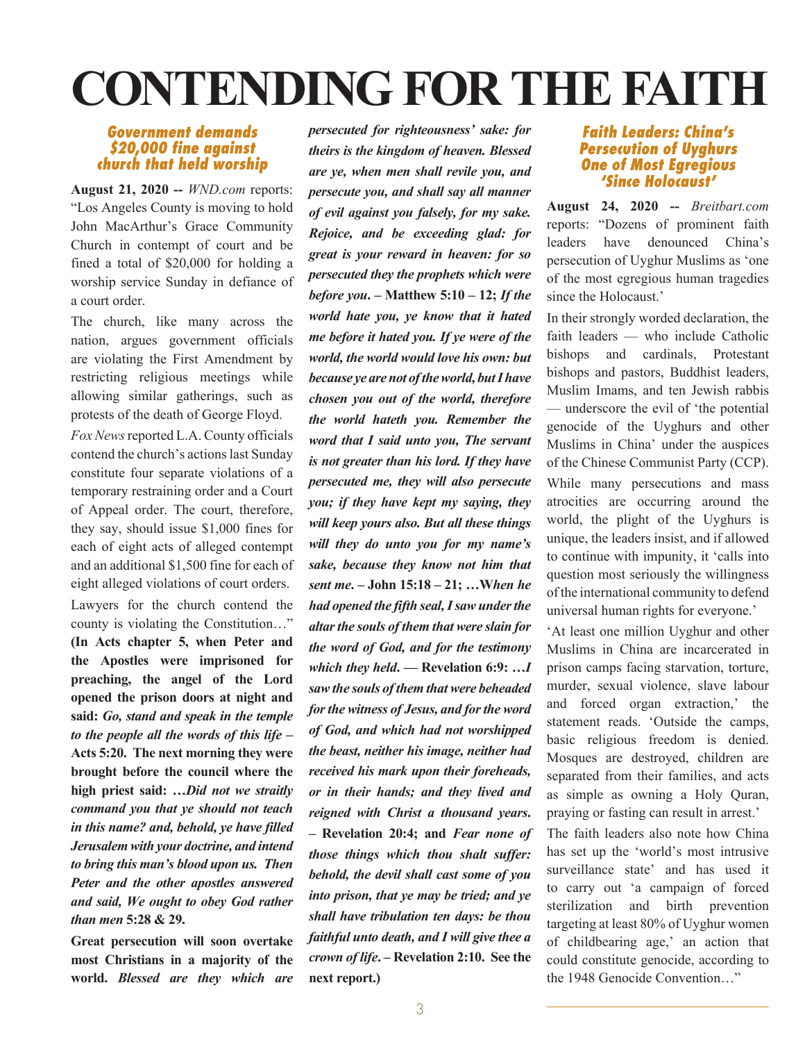# CONTENDING FOR THE FAITH

### *Government demands $20,000 fine against church that held worship*

**August 21, 2020 --** *WND.com* reports: "Los Angeles County is moving to hold John MacArthur's Grace Community Church in contempt of court and be fined a total of $20,000 for holding a worship service Sunday in defiance of a court order.

The church, like many across the nation, argues government officials are violating the First Amendment by restricting religious meetings while allowing similar gatherings, such as protests of the death of George Floyd.

*Fox News* reported L.A. County officials contend the church's actions last Sunday constitute four separate violations of a temporary restraining order and a Court of Appeal order. The court, therefore, they say, should issue $1,000 fines for each of eight acts of alleged contempt and an additional $1,500 fine for each of eight alleged violations of court orders.

Lawyers for the church contend the county is violating the Constitution…" **(In Acts chapter 5, when Peter and the Apostles were imprisoned for preaching, the angel of the Lord opened the prison doors at night and said: *Go, stand and speak in the temple to the people all the words of this life* – Acts 5:20. The next morning they were brought before the council where the high priest said: *…Did not we straitly command you that ye should not teach in this name? and, behold, ye have filled Jerusalem with your doctrine, and intend to bring this man's blood upon us. Then Peter and the other apostles answered and said, We ought to obey God rather than men* 5:28 & 29.**

**Great persecution will soon overtake most Christians in a majority of the world. *Blessed are they which are persecuted for righteousness' sake: for theirs is the kingdom of heaven. Blessed are ye, when men shall revile you, and persecute you, and shall say all manner of evil against you falsely, for my sake. Rejoice, and be exceeding glad: for great is your reward in heaven: for so persecuted they the prophets which were before you.* – Matthew 5:10 – 12; *If the world hate you, ye know that it hated me before it hated you. If ye were of the world, the world would love his own: but because ye are not of the world, but I have chosen you out of the world, therefore the world hateth you. Remember the word that I said unto you, The servant is not greater than his lord. If they have persecuted me, they will also persecute you; if they have kept my saying, they will keep yours also. But all these things will they do unto you for my name's sake, because they know not him that sent me.* – John 15:18 – 21; *…When he had opened the fifth seal, I saw under the altar the souls of them that were slain for the word of God, and for the testimony which they held.* — Revelation 6:9: *…I saw the souls of them that were beheaded for the witness of Jesus, and for the word of God, and which had not worshipped the beast, neither his image, neither had received his mark upon their foreheads, or in their hands; and they lived and reigned with Christ a thousand years.* – Revelation 20:4; and *Fear none of those things which thou shalt suffer: behold, the devil shall cast some of you into prison, that ye may be tried; and ye shall have tribulation ten days: be thou faithful unto death, and I will give thee a crown of life.* – Revelation 2:10. See the next report.)**

### *Faith Leaders: China's Persecution of Uyghurs One of Most Egregious 'Since Holocaust'*

**August 24, 2020 --** *Breitbart.com* reports: "Dozens of prominent faith leaders have denounced China's persecution of Uyghur Muslims as 'one of the most egregious human tragedies since the Holocaust.'

In their strongly worded declaration, the faith leaders — who include Catholic bishops and cardinals, Protestant bishops and pastors, Buddhist leaders, Muslim Imams, and ten Jewish rabbis — underscore the evil of 'the potential genocide of the Uyghurs and other Muslims in China' under the auspices of the Chinese Communist Party (CCP).

While many persecutions and mass atrocities are occurring around the world, the plight of the Uyghurs is unique, the leaders insist, and if allowed to continue with impunity, it 'calls into question most seriously the willingness of the international community to defend universal human rights for everyone.'

'At least one million Uyghur and other Muslims in China are incarcerated in prison camps facing starvation, torture, murder, sexual violence, slave labour and forced organ extraction,' the statement reads. 'Outside the camps, basic religious freedom is denied. Mosques are destroyed, children are separated from their families, and acts as simple as owning a Holy Quran, praying or fasting can result in arrest.'

The faith leaders also note how China has set up the 'world's most intrusive surveillance state' and has used it to carry out 'a campaign of forced sterilization and birth prevention targeting at least 80% of Uyghur women of childbearing age,' an action that could constitute genocide, according to the 1948 Genocide Convention…"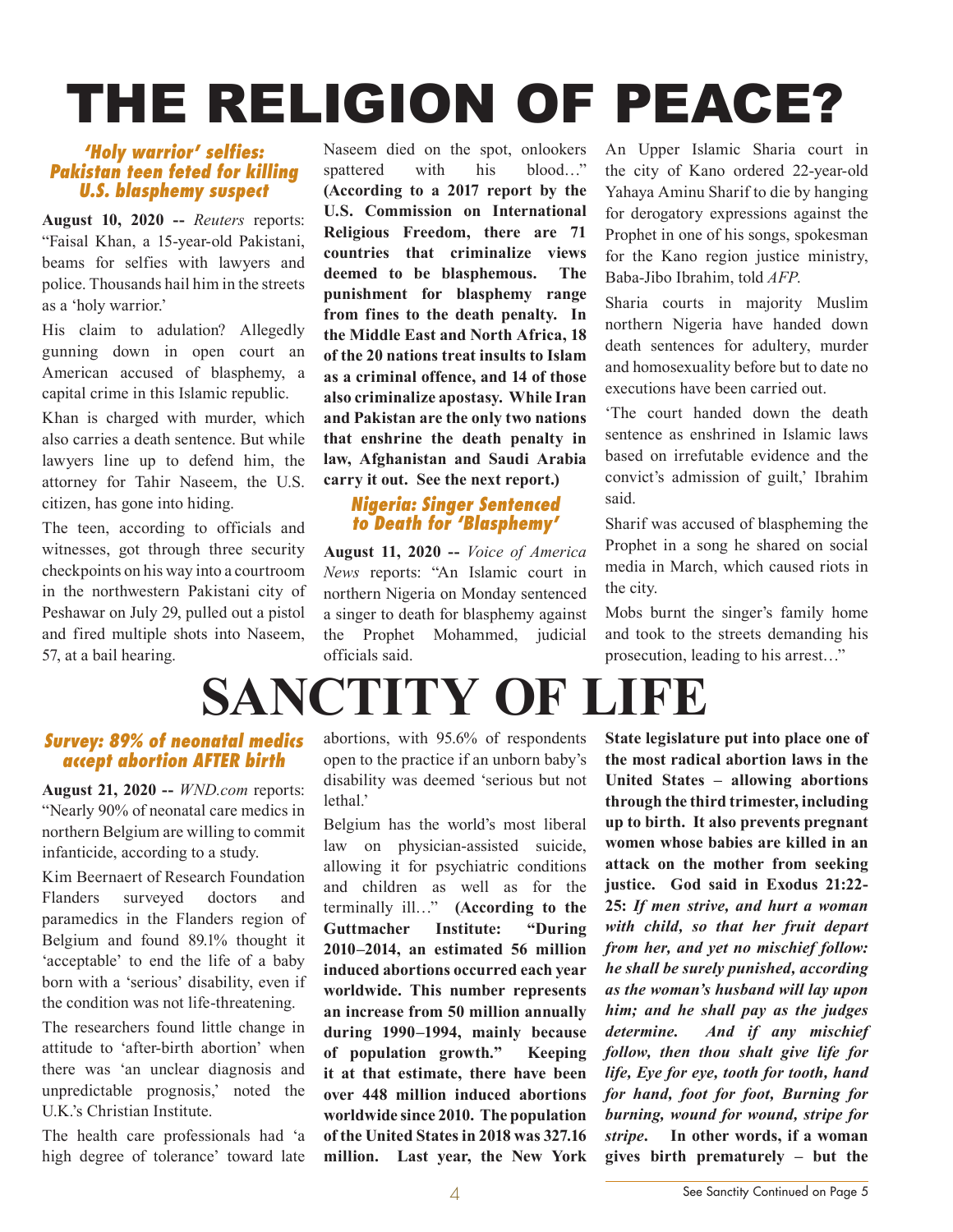# THE RELIGION OF PEACE?

### *'Holy warrior' selfies: Pakistan teen feted for killing U.S. blasphemy suspect*

**August 10, 2020 --** *Reuters* reports: "Faisal Khan, a 15-year-old Pakistani, beams for selfies with lawyers and police. Thousands hail him in the streets as a 'holy warrior.'

His claim to adulation? Allegedly gunning down in open court an American accused of blasphemy, a capital crime in this Islamic republic.

Khan is charged with murder, which also carries a death sentence. But while lawyers line up to defend him, the attorney for Tahir Naseem, the U.S. citizen, has gone into hiding.

The teen, according to officials and witnesses, got through three security checkpoints on his way into a courtroom in the northwestern Pakistani city of Peshawar on July 29, pulled out a pistol and fired multiple shots into Naseem, 57, at a bail hearing.

Naseem died on the spot, onlookers spattered with his blood…" **(According to a 2017 report by the U.S. Commission on International Religious Freedom, there are 71 countries that criminalize views deemed to be blasphemous. The punishment for blasphemy range from fines to the death penalty. In the Middle East and North Africa, 18 of the 20 nations treat insults to Islam as a criminal offence, and 14 of those also criminalize apostasy. While Iran and Pakistan are the only two nations that enshrine the death penalty in law, Afghanistan and Saudi Arabia carry it out. See the next report.)**

### *Nigeria: Singer Sentenced to Death for 'Blasphemy'*

**August 11, 2020 --** *Voice of America News* reports: "An Islamic court in northern Nigeria on Monday sentenced a singer to death for blasphemy against the Prophet Mohammed, judicial officials said.

An Upper Islamic Sharia court in the city of Kano ordered 22-year-old Yahaya Aminu Sharif to die by hanging for derogatory expressions against the Prophet in one of his songs, spokesman for the Kano region justice ministry, Baba-Jibo Ibrahim, told *AFP*.

Sharia courts in majority Muslim northern Nigeria have handed down death sentences for adultery, murder and homosexuality before but to date no executions have been carried out.

'The court handed down the death sentence as enshrined in Islamic laws based on irrefutable evidence and the convict's admission of guilt,' Ibrahim said.

Sharif was accused of blaspheming the Prophet in a song he shared on social media in March, which caused riots in the city.

Mobs burnt the singer's family home and took to the streets demanding his prosecution, leading to his arrest…"

# SANCTITY OF LIFE

### *Survey: 89% of neonatal medics accept abortion AFTER birth*

**August 21, 2020 --** *WND.com* reports: "Nearly 90% of neonatal care medics in northern Belgium are willing to commit infanticide, according to a study.

Kim Beernaert of Research Foundation Flanders surveyed doctors and paramedics in the Flanders region of Belgium and found 89.1% thought it 'acceptable' to end the life of a baby born with a 'serious' disability, even if the condition was not life-threatening.

The researchers found little change in attitude to 'after-birth abortion' when there was 'an unclear diagnosis and unpredictable prognosis,' noted the U.K.'s Christian Institute.

The health care professionals had 'a high degree of tolerance' toward late abortions, with 95.6% of respondents open to the practice if an unborn baby's disability was deemed 'serious but not lethal.'

Belgium has the world's most liberal law on physician-assisted suicide, allowing it for psychiatric conditions and children as well as for the terminally ill…" **(According to the Guttmacher Institute: "During 2010–2014, an estimated 56 million induced abortions occurred each year worldwide. This number represents an increase from 50 million annually during 1990–1994, mainly because of population growth." Keeping it at that estimate, there have been over 448 million induced abortions worldwide since 2010. The population of the United States in 2018 was 327.16 million. Last year, the New York State legislature put into place one of the most radical abortion laws in the United States – allowing abortions through the third trimester, including up to birth. It also prevents pregnant women whose babies are killed in an attack on the mother from seeking justice. God said in Exodus 21:22-25: *If men strive, and hurt a woman with child, so that her fruit depart from her, and yet no mischief follow: he shall be surely punished, according as the woman's husband will lay upon him; and he shall pay as the judges determine. And if any mischief follow, then thou shalt give life for life, Eye for eye, tooth for tooth, hand for hand, foot for foot, Burning for burning, wound for wound, stripe for stripe*. In other words, if a woman gives birth prematurely – but the**

See Sanctity Continued on Page 5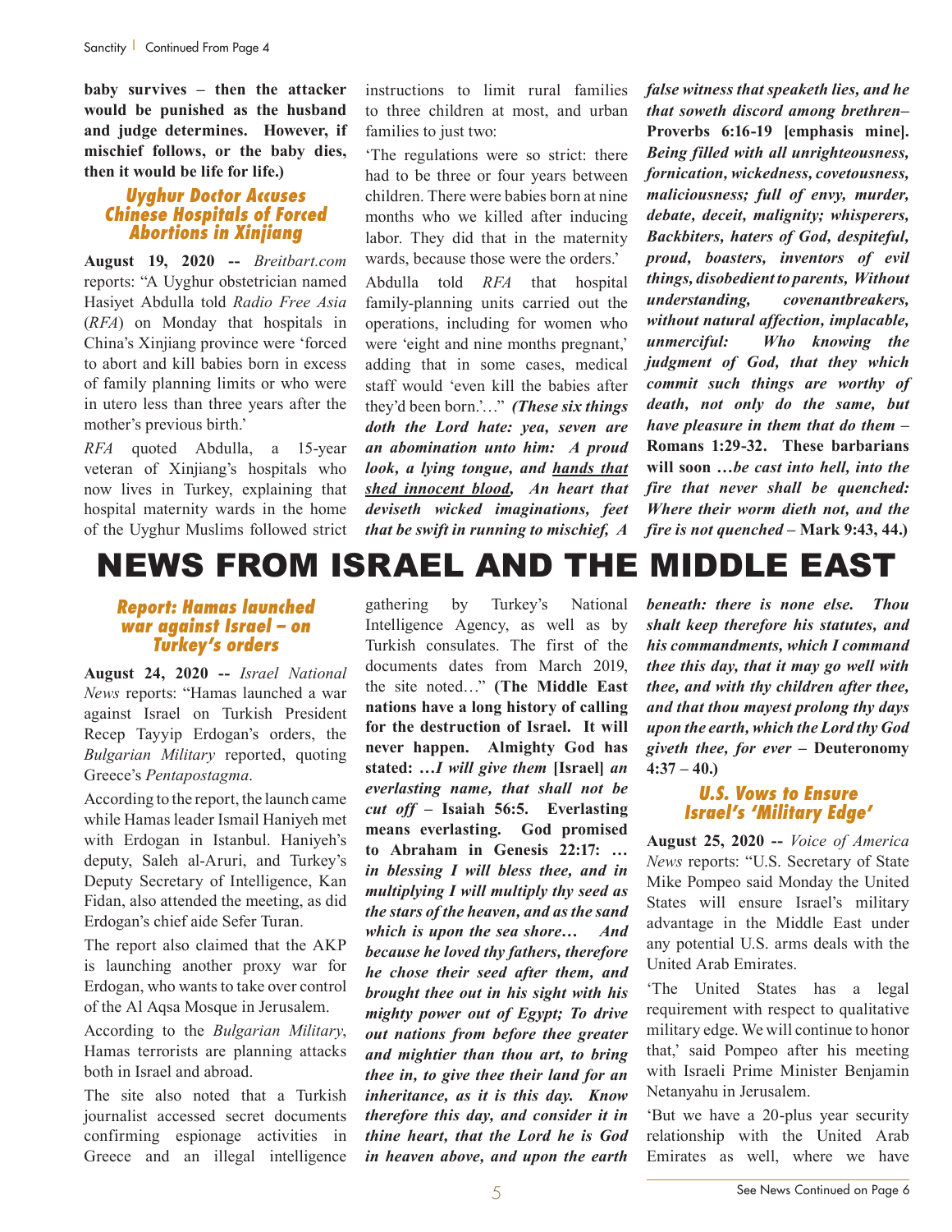**baby survives – then the attacker would be punished as the husband and judge determines. However, if mischief follows, or the baby dies, then it would be life for life.)**

### *Uyghur Doctor Accuses Chinese Hospitals of Forced Abortions in Xinjiang*

**August 19, 2020 --** *Breitbart.com* reports: "A Uyghur obstetrician named Hasiyet Abdulla told *Radio Free Asia* (*RFA*) on Monday that hospitals in China's Xinjiang province were 'forced to abort and kill babies born in excess of family planning limits or who were in utero less than three years after the mother's previous birth.'

*RFA* quoted Abdulla, a 15-year veteran of Xinjiang's hospitals who now lives in Turkey, explaining that hospital maternity wards in the home of the Uyghur Muslims followed strict instructions to limit rural families to three children at most, and urban families to just two:

'The regulations were so strict: there had to be three or four years between children. There were babies born at nine months who we killed after inducing labor. They did that in the maternity wards, because those were the orders.'

Abdulla told *RFA* that hospital family-planning units carried out the operations, including for women who were 'eight and nine months pregnant,' adding that in some cases, medical staff would 'even kill the babies after they'd been born.'…" ***(These six things doth the Lord hate: yea, seven are an abomination unto him: A proud look, a lying tongue, and <u>hands that shed innocent blood</u>, An heart that deviseth wicked imaginations, feet that be swift in running to mischief, A false witness that speaketh lies, and he that soweth discord among brethren*– **Proverbs 6:16-19 [emphasis mine].** ***Being filled with all unrighteousness, fornication, wickedness, covetousness, maliciousness; full of envy, murder, debate, deceit, malignity; whisperers, Backbiters, haters of God, despiteful, proud, boasters, inventors of evil things, disobedient to parents, Without understanding, covenantbreakers, without natural affection, implacable, unmerciful: Who knowing the judgment of God, that they which commit such things are worthy of death, not only do the same, but have pleasure in them that do them*** **– Romans 1:29-32. These barbarians will soon …*be cast into hell, into the fire that never shall be quenched: Where their worm dieth not, and the fire is not quenched* – Mark 9:43, 44.)**

# NEWS FROM ISRAEL AND THE MIDDLE EAST

### *Report: Hamas launched war against Israel – on Turkey's orders*

**August 24, 2020 --** *Israel National News* reports: "Hamas launched a war against Israel on Turkish President Recep Tayyip Erdogan's orders, the *Bulgarian Military* reported, quoting Greece's *Pentapostagma*.

According to the report, the launch came while Hamas leader Ismail Haniyeh met with Erdogan in Istanbul. Haniyeh's deputy, Saleh al-Aruri, and Turkey's Deputy Secretary of Intelligence, Kan Fidan, also attended the meeting, as did Erdogan's chief aide Sefer Turan.

The report also claimed that the AKP is launching another proxy war for Erdogan, who wants to take over control of the Al Aqsa Mosque in Jerusalem.

According to the *Bulgarian Military*, Hamas terrorists are planning attacks both in Israel and abroad.

The site also noted that a Turkish journalist accessed secret documents confirming espionage activities in Greece and an illegal intelligence gathering by Turkey's National Intelligence Agency, as well as by Turkish consulates. The first of the documents dates from March 2019, the site noted…" **(The Middle East nations have a long history of calling for the destruction of Israel. It will never happen. Almighty God has stated: …*I will give them* [Israel] *an everlasting name, that shall not be cut off* – Isaiah 56:5. Everlasting means everlasting. God promised to Abraham in Genesis 22:17: …*in blessing I will bless thee, and in multiplying I will multiply thy seed as the stars of the heaven, and as the sand which is upon the sea shore… And because he loved thy fathers, therefore he chose their seed after them, and brought thee out in his sight with his mighty power out of Egypt; To drive out nations from before thee greater and mightier than thou art, to bring thee in, to give thee their land for an inheritance, as it is this day. Know therefore this day, and consider it in thine heart, that the Lord he is God in heaven above, and upon the earth beneath: there is none else. Thou shalt keep therefore his statutes, and his commandments, which I command thee this day, that it may go well with thee, and with thy children after thee, and that thou mayest prolong thy days upon the earth, which the Lord thy God giveth thee, for ever* – Deuteronomy 4:37 – 40.)**

### *U.S. Vows to Ensure Israel's 'Military Edge'*

**August 25, 2020 --** *Voice of America News* reports: "U.S. Secretary of State Mike Pompeo said Monday the United States will ensure Israel's military advantage in the Middle East under any potential U.S. arms deals with the United Arab Emirates.

'The United States has a legal requirement with respect to qualitative military edge. We will continue to honor that,' said Pompeo after his meeting with Israeli Prime Minister Benjamin Netanyahu in Jerusalem.

'But we have a 20-plus year security relationship with the United Arab Emirates as well, where we have

See News Continued on Page 6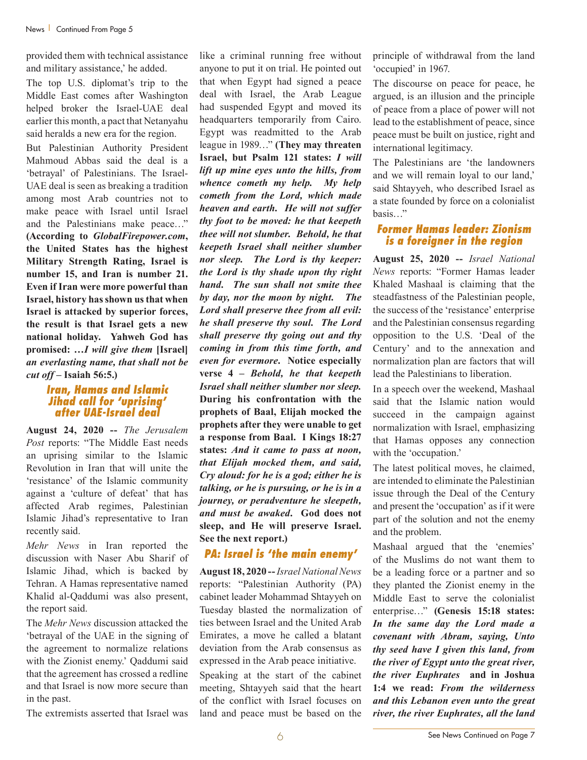provided them with technical assistance and military assistance,' he added.

The top U.S. diplomat's trip to the Middle East comes after Washington helped broker the Israel-UAE deal earlier this month, a pact that Netanyahu said heralds a new era for the region.

But Palestinian Authority President Mahmoud Abbas said the deal is a 'betrayal' of Palestinians. The Israel-UAE deal is seen as breaking a tradition among most Arab countries not to make peace with Israel until Israel and the Palestinians make peace…" **(According to *GlobalFirepower.com*, the United States has the highest Military Strength Rating, Israel is number 15, and Iran is number 21. Even if Iran were more powerful than Israel, history has shown us that when Israel is attacked by superior forces, the result is that Israel gets a new national holiday. Yahweh God has promised: …*I will give them* [Israel] *an everlasting name, that shall not be cut off* – Isaiah 56:5.)**

### Iran, Hamas and Islamic Jihad call for 'uprising' after UAE-Israel deal

**August 24, 2020 --** *The Jerusalem Post* reports: "The Middle East needs an uprising similar to the Islamic Revolution in Iran that will unite the 'resistance' of the Islamic community against a 'culture of defeat' that has affected Arab regimes, Palestinian Islamic Jihad's representative to Iran recently said.

*Mehr News* in Iran reported the discussion with Naser Abu Sharif of Islamic Jihad, which is backed by Tehran. A Hamas representative named Khalid al-Qaddumi was also present, the report said.

The *Mehr News* discussion attacked the 'betrayal of the UAE in the signing of the agreement to normalize relations with the Zionist enemy.' Qaddumi said that the agreement has crossed a redline and that Israel is now more secure than in the past.

The extremists asserted that Israel was like a criminal running free without anyone to put it on trial. He pointed out that when Egypt had signed a peace deal with Israel, the Arab League had suspended Egypt and moved its headquarters temporarily from Cairo. Egypt was readmitted to the Arab league in 1989…" **(They may threaten Israel, but Psalm 121 states: *I will lift up mine eyes unto the hills, from whence cometh my help. My help cometh from the Lord, which made heaven and earth. He will not suffer thy foot to be moved: he that keepeth thee will not slumber. Behold, he that keepeth Israel shall neither slumber nor sleep. The Lord is thy keeper: the Lord is thy shade upon thy right hand. The sun shall not smite thee by day, nor the moon by night. The Lord shall preserve thee from all evil: he shall preserve thy soul. The Lord shall preserve thy going out and thy coming in from this time forth, and even for evermore.* Notice especially verse 4 – *Behold, he that keepeth Israel shall neither slumber nor sleep.* During his confrontation with the prophets of Baal, Elijah mocked the prophets after they were unable to get a response from Baal. I Kings 18:27 states: *And it came to pass at noon, that Elijah mocked them, and said, Cry aloud: for he is a god; either he is talking, or he is pursuing, or he is in a journey, or peradventure he sleepeth, and must be awaked.* God does not sleep, and He will preserve Israel. See the next report.)**

### PA: Israel is 'the main enemy'

**August 18, 2020 --** *Israel National News* reports: "Palestinian Authority (PA) cabinet leader Mohammad Shtayyeh on Tuesday blasted the normalization of ties between Israel and the United Arab Emirates, a move he called a blatant deviation from the Arab consensus as expressed in the Arab peace initiative.

Speaking at the start of the cabinet meeting, Shtayyeh said that the heart of the conflict with Israel focuses on land and peace must be based on the principle of withdrawal from the land 'occupied' in 1967.

The discourse on peace for peace, he argued, is an illusion and the principle of peace from a place of power will not lead to the establishment of peace, since peace must be built on justice, right and international legitimacy.

The Palestinians are 'the landowners and we will remain loyal to our land,' said Shtayyeh, who described Israel as a state founded by force on a colonialist basis…"

### Former Hamas leader: Zionism is a foreigner in the region

**August 25, 2020 --** *Israel National News* reports: "Former Hamas leader Khaled Mashaal is claiming that the steadfastness of the Palestinian people, the success of the 'resistance' enterprise and the Palestinian consensus regarding opposition to the U.S. 'Deal of the Century' and to the annexation and normalization plan are factors that will lead the Palestinians to liberation.

In a speech over the weekend, Mashaal said that the Islamic nation would succeed in the campaign against normalization with Israel, emphasizing that Hamas opposes any connection with the 'occupation.'

The latest political moves, he claimed, are intended to eliminate the Palestinian issue through the Deal of the Century and present the 'occupation' as if it were part of the solution and not the enemy and the problem.

Mashaal argued that the 'enemies' of the Muslims do not want them to be a leading force or a partner and so they planted the Zionist enemy in the Middle East to serve the colonialist enterprise…" **(Genesis 15:18 states: *In the same day the Lord made a covenant with Abram, saying, Unto thy seed have I given this land, from the river of Egypt unto the great river, the river Euphrates* and in Joshua 1:4 we read: *From the wilderness and this Lebanon even unto the great river, the river Euphrates, all the land***

See News Continued on Page 7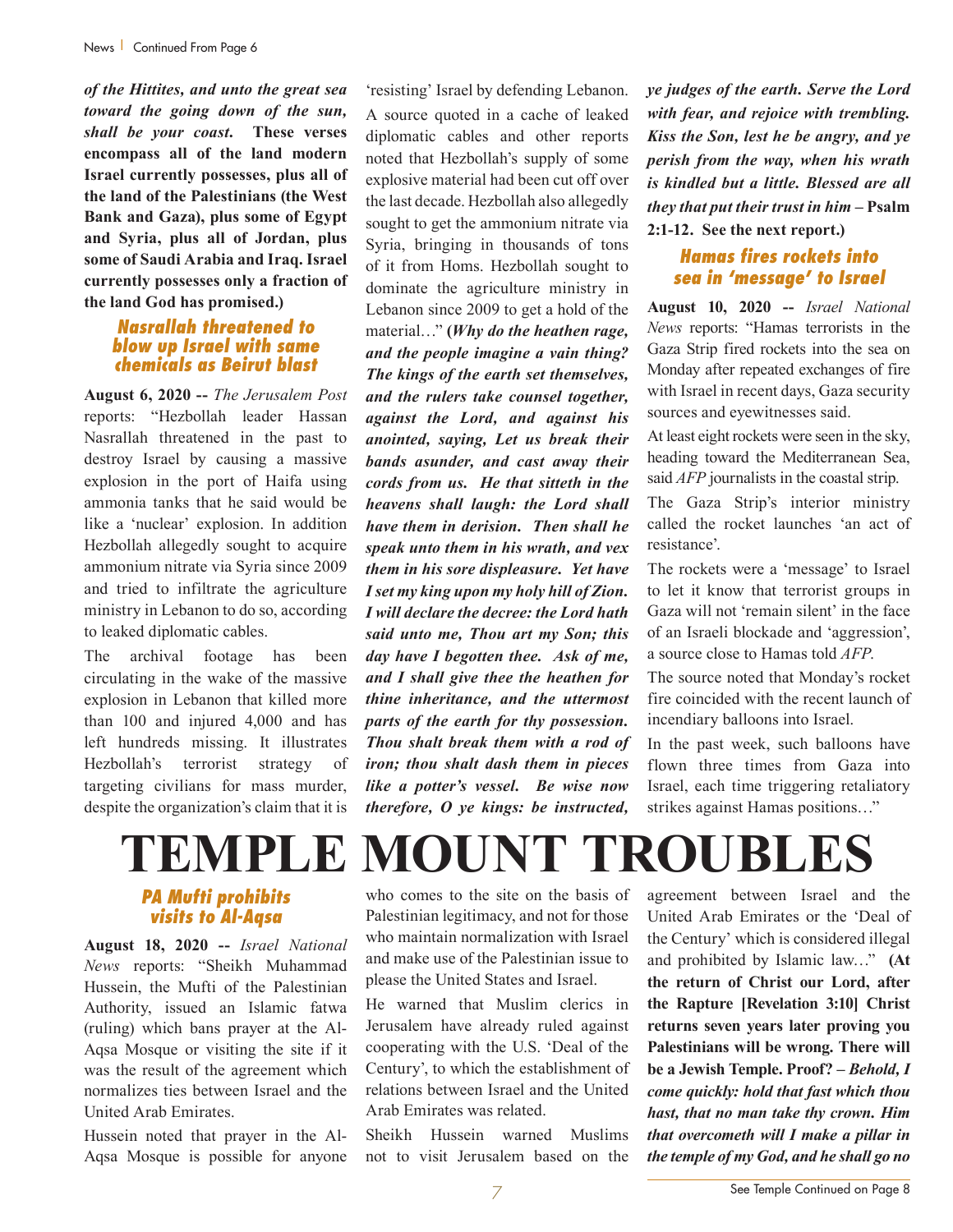***of the Hittites, and unto the great sea toward the going down of the sun, shall be your coast.*** **These verses encompass all of the land modern Israel currently possesses, plus all of the land of the Palestinians (the West Bank and Gaza), plus some of Egypt and Syria, plus all of Jordan, plus some of Saudi Arabia and Iraq. Israel currently possesses only a fraction of the land God has promised.)**

### Nasrallah threatened to blow up Israel with same chemicals as Beirut blast

**August 6, 2020 --** *The Jerusalem Post* reports: "Hezbollah leader Hassan Nasrallah threatened in the past to destroy Israel by causing a massive explosion in the port of Haifa using ammonia tanks that he said would be like a 'nuclear' explosion. In addition Hezbollah allegedly sought to acquire ammonium nitrate via Syria since 2009 and tried to infiltrate the agriculture ministry in Lebanon to do so, according to leaked diplomatic cables.

The archival footage has been circulating in the wake of the massive explosion in Lebanon that killed more than 100 and injured 4,000 and has left hundreds missing. It illustrates Hezbollah's terrorist strategy of targeting civilians for mass murder, despite the organization's claim that it is 'resisting' Israel by defending Lebanon.

A source quoted in a cache of leaked diplomatic cables and other reports noted that Hezbollah's supply of some explosive material had been cut off over the last decade. Hezbollah also allegedly sought to get the ammonium nitrate via Syria, bringing in thousands of tons of it from Homs. Hezbollah sought to dominate the agriculture ministry in Lebanon since 2009 to get a hold of the material…" **(*Why do the heathen rage, and the people imagine a vain thing? The kings of the earth set themselves, and the rulers take counsel together, against the Lord, and against his anointed, saying, Let us break their bands asunder, and cast away their cords from us. He that sitteth in the heavens shall laugh: the Lord shall have them in derision. Then shall he speak unto them in his wrath, and vex them in his sore displeasure. Yet have I set my king upon my holy hill of Zion. I will declare the decree: the Lord hath said unto me, Thou art my Son; this day have I begotten thee. Ask of me, and I shall give thee the heathen for thine inheritance, and the uttermost parts of the earth for thy possession. Thou shalt break them with a rod of iron; thou shalt dash them in pieces like a potter's vessel. Be wise now therefore, O ye kings: be instructed, ye judges of the earth. Serve the Lord with fear, and rejoice with trembling. Kiss the Son, lest he be angry, and ye perish from the way, when his wrath is kindled but a little. Blessed are all they that put their trust in him* – Psalm 2:1-12. See the next report.)**

### Hamas fires rockets into sea in 'message' to Israel

**August 10, 2020 --** *Israel National News* reports: "Hamas terrorists in the Gaza Strip fired rockets into the sea on Monday after repeated exchanges of fire with Israel in recent days, Gaza security sources and eyewitnesses said.

At least eight rockets were seen in the sky, heading toward the Mediterranean Sea, said *AFP* journalists in the coastal strip.

The Gaza Strip's interior ministry called the rocket launches 'an act of resistance'.

The rockets were a 'message' to Israel to let it know that terrorist groups in Gaza will not 'remain silent' in the face of an Israeli blockade and 'aggression', a source close to Hamas told *AFP*.

The source noted that Monday's rocket fire coincided with the recent launch of incendiary balloons into Israel.

In the past week, such balloons have flown three times from Gaza into Israel, each time triggering retaliatory strikes against Hamas positions…"

# TEMPLE MOUNT TROUBLES

### PA Mufti prohibits visits to Al-Aqsa

**August 18, 2020 --** *Israel National News* reports: "Sheikh Muhammad Hussein, the Mufti of the Palestinian Authority, issued an Islamic fatwa (ruling) which bans prayer at the Al-Aqsa Mosque or visiting the site if it was the result of the agreement which normalizes ties between Israel and the United Arab Emirates.

Hussein noted that prayer in the Al-Aqsa Mosque is possible for anyone who comes to the site on the basis of Palestinian legitimacy, and not for those who maintain normalization with Israel and make use of the Palestinian issue to please the United States and Israel.

He warned that Muslim clerics in Jerusalem have already ruled against cooperating with the U.S. 'Deal of the Century', to which the establishment of relations between Israel and the United Arab Emirates was related.

Sheikh Hussein warned Muslims not to visit Jerusalem based on the agreement between Israel and the United Arab Emirates or the 'Deal of the Century' which is considered illegal and prohibited by Islamic law…" **(At the return of Christ our Lord, after the Rapture [Revelation 3:10] Christ returns seven years later proving you Palestinians will be wrong. There will be a Jewish Temple. Proof? – *Behold, I come quickly: hold that fast which thou hast, that no man take thy crown. Him that overcometh will I make a pillar in the temple of my God, and he shall go no***

See Temple Continued on Page 8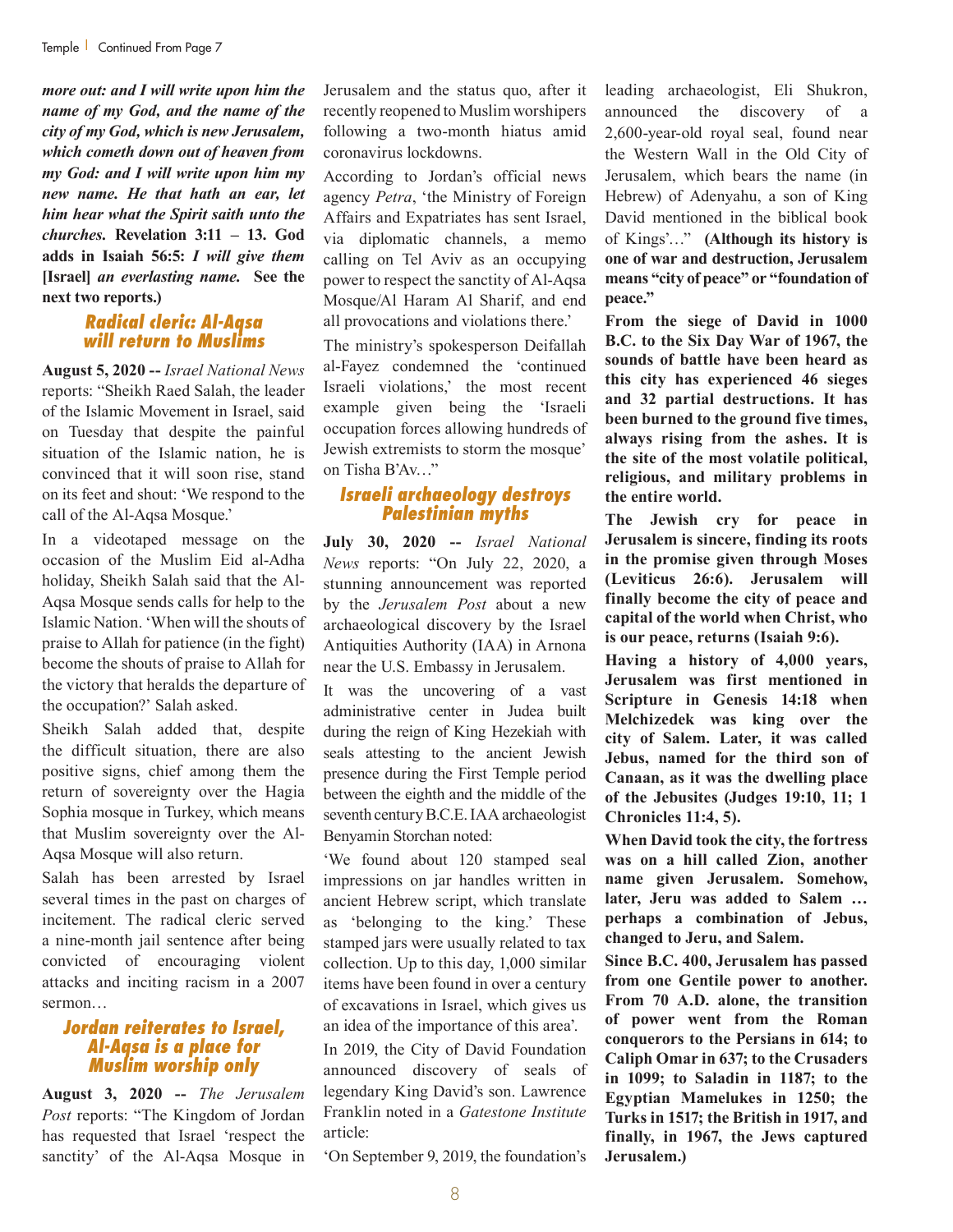***more out: and I will write upon him the name of my God, and the name of the city of my God, which is new Jerusalem, which cometh down out of heaven from my God: and I will write upon him my new name. He that hath an ear, let him hear what the Spirit saith unto the churches.*** **Revelation 3:11 – 13. God adds in Isaiah 56:5:** ***I will give them*** **[Israel]** ***an everlasting name.*** **See the next two reports.)**

## Radical cleric: Al-Aqsa will return to Muslims

**August 5, 2020 --** *Israel National News* reports: "Sheikh Raed Salah, the leader of the Islamic Movement in Israel, said on Tuesday that despite the painful situation of the Islamic nation, he is convinced that it will soon rise, stand on its feet and shout: 'We respond to the call of the Al-Aqsa Mosque.'

In a videotaped message on the occasion of the Muslim Eid al-Adha holiday, Sheikh Salah said that the Al-Aqsa Mosque sends calls for help to the Islamic Nation. 'When will the shouts of praise to Allah for patience (in the fight) become the shouts of praise to Allah for the victory that heralds the departure of the occupation?' Salah asked.

Sheikh Salah added that, despite the difficult situation, there are also positive signs, chief among them the return of sovereignty over the Hagia Sophia mosque in Turkey, which means that Muslim sovereignty over the Al-Aqsa Mosque will also return.

Salah has been arrested by Israel several times in the past on charges of incitement. The radical cleric served a nine-month jail sentence after being convicted of encouraging violent attacks and inciting racism in a 2007 sermon…

## Jordan reiterates to Israel, Al-Aqsa is a place for Muslim worship only

**August 3, 2020 --** *The Jerusalem Post* reports: "The Kingdom of Jordan has requested that Israel 'respect the sanctity' of the Al-Aqsa Mosque in Jerusalem and the status quo, after it recently reopened to Muslim worshipers following a two-month hiatus amid coronavirus lockdowns.

According to Jordan's official news agency *Petra*, 'the Ministry of Foreign Affairs and Expatriates has sent Israel, via diplomatic channels, a memo calling on Tel Aviv as an occupying power to respect the sanctity of Al-Aqsa Mosque/Al Haram Al Sharif, and end all provocations and violations there.'

The ministry's spokesperson Deifallah al-Fayez condemned the 'continued Israeli violations,' the most recent example given being the 'Israeli occupation forces allowing hundreds of Jewish extremists to storm the mosque' on Tisha B'Av…"

## Israeli archaeology destroys Palestinian myths

**July 30, 2020 --** *Israel National News* reports: "On July 22, 2020, a stunning announcement was reported by the *Jerusalem Post* about a new archaeological discovery by the Israel Antiquities Authority (IAA) in Arnona near the U.S. Embassy in Jerusalem.

It was the uncovering of a vast administrative center in Judea built during the reign of King Hezekiah with seals attesting to the ancient Jewish presence during the First Temple period between the eighth and the middle of the seventh century B.C.E. IAA archaeologist Benyamin Storchan noted:

'We found about 120 stamped seal impressions on jar handles written in ancient Hebrew script, which translate as 'belonging to the king.' These stamped jars were usually related to tax collection. Up to this day, 1,000 similar items have been found in over a century of excavations in Israel, which gives us an idea of the importance of this area'.

In 2019, the City of David Foundation announced discovery of seals of legendary King David's son. Lawrence Franklin noted in a *Gatestone Institute* article:

'On September 9, 2019, the foundation's leading archaeologist, Eli Shukron, announced the discovery of a 2,600-year-old royal seal, found near the Western Wall in the Old City of Jerusalem, which bears the name (in Hebrew) of Adenyahu, a son of King David mentioned in the biblical book of Kings'…" **(Although its history is one of war and destruction, Jerusalem means "city of peace" or "foundation of peace."**

**From the siege of David in 1000 B.C. to the Six Day War of 1967, the sounds of battle have been heard as this city has experienced 46 sieges and 32 partial destructions. It has been burned to the ground five times, always rising from the ashes. It is the site of the most volatile political, religious, and military problems in the entire world.**

**The Jewish cry for peace in Jerusalem is sincere, finding its roots in the promise given through Moses (Leviticus 26:6). Jerusalem will finally become the city of peace and capital of the world when Christ, who is our peace, returns (Isaiah 9:6).**

**Having a history of 4,000 years, Jerusalem was first mentioned in Scripture in Genesis 14:18 when Melchizedek was king over the city of Salem. Later, it was called Jebus, named for the third son of Canaan, as it was the dwelling place of the Jebusites (Judges 19:10, 11; 1 Chronicles 11:4, 5).**

**When David took the city, the fortress was on a hill called Zion, another name given Jerusalem. Somehow, later, Jeru was added to Salem … perhaps a combination of Jebus, changed to Jeru, and Salem.**

**Since B.C. 400, Jerusalem has passed from one Gentile power to another. From 70 A.D. alone, the transition of power went from the Roman conquerors to the Persians in 614; to Caliph Omar in 637; to the Crusaders in 1099; to Saladin in 1187; to the Egyptian Mamelukes in 1250; the Turks in 1517; the British in 1917, and finally, in 1967, the Jews captured Jerusalem.)**